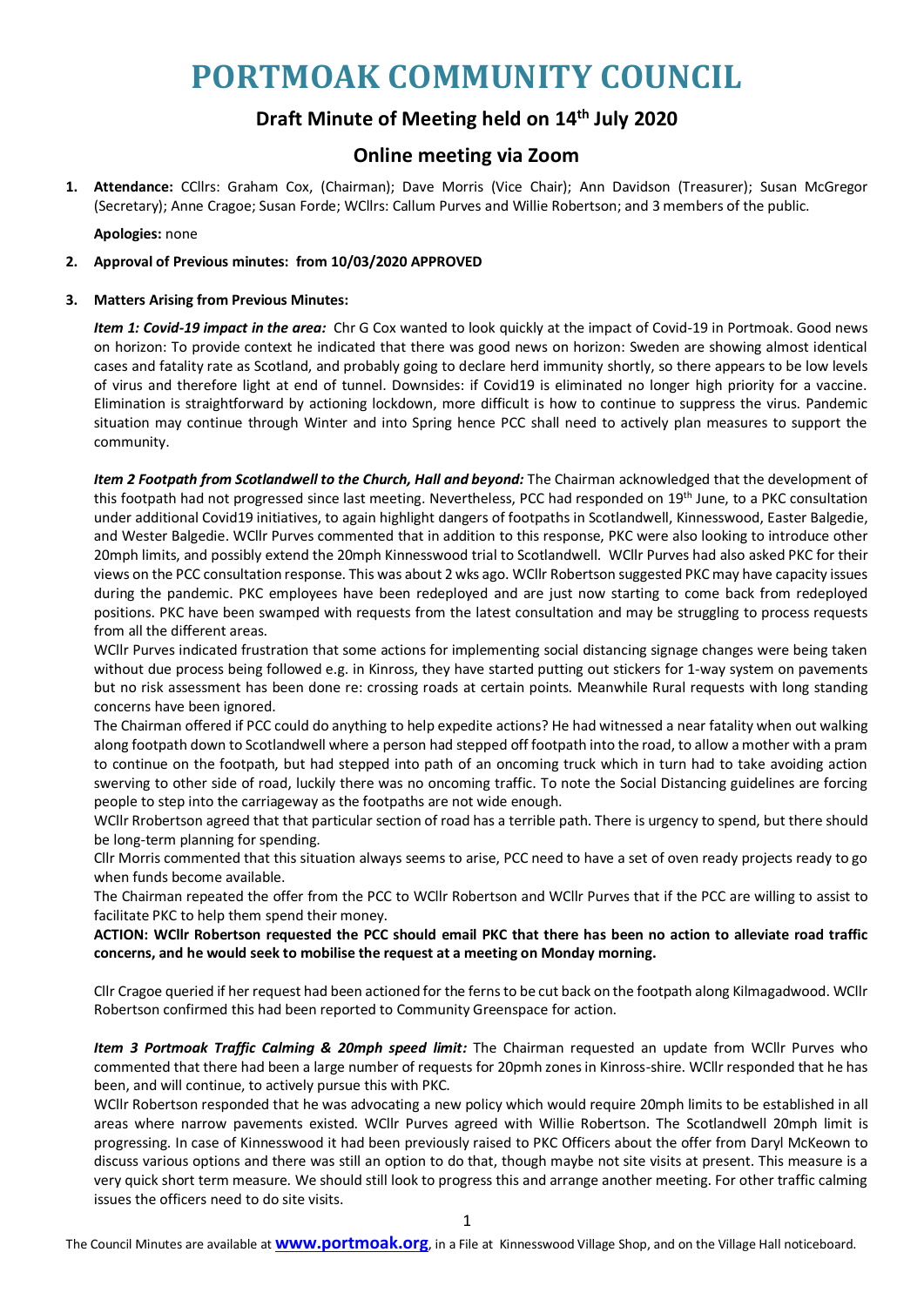# PORTMOAK COMMUNITY COUNCIL

## Draft Minute of Meeting held on 14th July 2020

## Online meeting via Zoom

1. **Attendance:** CCllrs: Graham Cox, (Chairman); Dave Morris (Vice Chair); Ann Davidson (Treasurer); Susan McGregor (Secretary); Anne Cragoe; Susan Forde; WCllrs: Callum Purves and Willie Robertson; and 3 members of the public.

   **Apologies:** none

2. **Approval of Previous minutes: from 10/03/2020 APPROVED**

3. **Matters Arising from Previous Minutes:**

   ***Item 1: Covid-19 impact in the area:*** Chr G Cox wanted to look quickly at the impact of Covid-19 in Portmoak. Good news on horizon: To provide context he indicated that there was good news on horizon: Sweden are showing almost identical cases and fatality rate as Scotland, and probably going to declare herd immunity shortly, so there appears to be low levels of virus and therefore light at end of tunnel. Downsides: if Covid19 is eliminated no longer high priority for a vaccine. Elimination is straightforward by actioning lockdown, more difficult is how to continue to suppress the virus. Pandemic situation may continue through Winter and into Spring hence PCC shall need to actively plan measures to support the community.

   ***Item 2 Footpath from Scotlandwell to the Church, Hall and beyond:*** The Chairman acknowledged that the development of this footpath had not progressed since last meeting. Nevertheless, PCC had responded on 19th June, to a PKC consultation under additional Covid19 initiatives, to again highlight dangers of footpaths in Scotlandwell, Kinnesswood, Easter Balgedie, and Wester Balgedie. WCllr Purves commented that in addition to this response, PKC were also looking to introduce other 20mph limits, and possibly extend the 20mph Kinnesswood trial to Scotlandwell. WCllr Purves had also asked PKC for their views on the PCC consultation response. This was about 2 wks ago. WCllr Robertson suggested PKC may have capacity issues during the pandemic. PKC employees have been redeployed and are just now starting to come back from redeployed positions. PKC have been swamped with requests from the latest consultation and may be struggling to process requests from all the different areas.

   WCllr Purves indicated frustration that some actions for implementing social distancing signage changes were being taken without due process being followed e.g. in Kinross, they have started putting out stickers for 1-way system on pavements but no risk assessment has been done re: crossing roads at certain points. Meanwhile Rural requests with long standing concerns have been ignored.

   The Chairman offered if PCC could do anything to help expedite actions? He had witnessed a near fatality when out walking along footpath down to Scotlandwell where a person had stepped off footpath into the road, to allow a mother with a pram to continue on the footpath, but had stepped into path of an oncoming truck which in turn had to take avoiding action swerving to other side of road, luckily there was no oncoming traffic. To note the Social Distancing guidelines are forcing people to step into the carriageway as the footpaths are not wide enough.

   WCllr Rrobertson agreed that that particular section of road has a terrible path. There is urgency to spend, but there should be long-term planning for spending.

   Cllr Morris commented that this situation always seems to arise, PCC need to have a set of oven ready projects ready to go when funds become available.

   The Chairman repeated the offer from the PCC to WCllr Robertson and WCllr Purves that if the PCC are willing to assist to facilitate PKC to help them spend their money.

   **ACTION: WCllr Robertson requested the PCC should email PKC that there has been no action to alleviate road traffic concerns, and he would seek to mobilise the request at a meeting on Monday morning.**

   Cllr Cragoe queried if her request had been actioned for the ferns to be cut back on the footpath along Kilmagadwood. WCllr Robertson confirmed this had been reported to Community Greenspace for action.

   ***Item 3 Portmoak Traffic Calming & 20mph speed limit:*** The Chairman requested an update from WCllr Purves who commented that there had been a large number of requests for 20pmh zones in Kinross-shire. WCllr responded that he has been, and will continue, to actively pursue this with PKC.

   WCllr Robertson responded that he was advocating a new policy which would require 20mph limits to be established in all areas where narrow pavements existed. WCllr Purves agreed with Willie Robertson. The Scotlandwell 20mph limit is progressing. In case of Kinnesswood it had been previously raised to PKC Officers about the offer from Daryl McKeown to discuss various options and there was still an option to do that, though maybe not site visits at present. This measure is a very quick short term measure. We should still look to progress this and arrange another meeting. For other traffic calming issues the officers need to do site visits.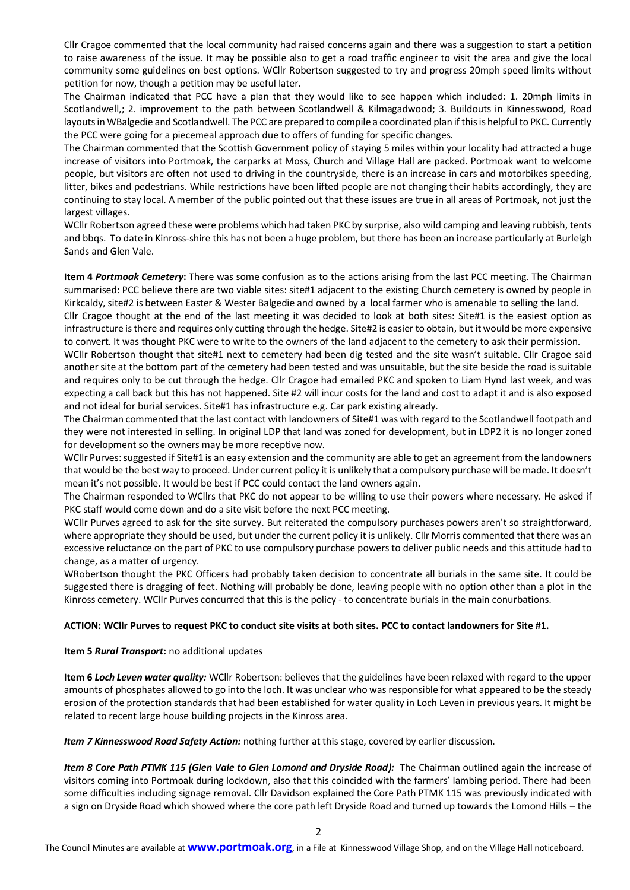Cllr Cragoe commented that the local community had raised concerns again and there was a suggestion to start a petition to raise awareness of the issue. It may be possible also to get a road traffic engineer to visit the area and give the local community some guidelines on best options. WCllr Robertson suggested to try and progress 20mph speed limits without petition for now, though a petition may be useful later.

The Chairman indicated that PCC have a plan that they would like to see happen which included: 1. 20mph limits in Scotlandwell,; 2. improvement to the path between Scotlandwell & Kilmagadwood; 3. Buildouts in Kinnesswood, Road layouts in WBalgedie and Scotlandwell. The PCC are prepared to compile a coordinated plan if this is helpful to PKC. Currently the PCC were going for a piecemeal approach due to offers of funding for specific changes.

The Chairman commented that the Scottish Government policy of staying 5 miles within your locality had attracted a huge increase of visitors into Portmoak, the carparks at Moss, Church and Village Hall are packed. Portmoak want to welcome people, but visitors are often not used to driving in the countryside, there is an increase in cars and motorbikes speeding, litter, bikes and pedestrians. While restrictions have been lifted people are not changing their habits accordingly, they are continuing to stay local. A member of the public pointed out that these issues are true in all areas of Portmoak, not just the largest villages.

WCllr Robertson agreed these were problems which had taken PKC by surprise, also wild camping and leaving rubbish, tents and bbqs. To date in Kinross-shire this has not been a huge problem, but there has been an increase particularly at Burleigh Sands and Glen Vale.

**Item 4 *Portmoak Cemetery*:** There was some confusion as to the actions arising from the last PCC meeting. The Chairman summarised: PCC believe there are two viable sites: site#1 adjacent to the existing Church cemetery is owned by people in Kirkcaldy, site#2 is between Easter & Wester Balgedie and owned by a local farmer who is amenable to selling the land.

Cllr Cragoe thought at the end of the last meeting it was decided to look at both sites: Site#1 is the easiest option as infrastructure is there and requires only cutting through the hedge. Site#2 is easier to obtain, but it would be more expensive to convert. It was thought PKC were to write to the owners of the land adjacent to the cemetery to ask their permission.

WCllr Robertson thought that site#1 next to cemetery had been dig tested and the site wasn't suitable. Cllr Cragoe said another site at the bottom part of the cemetery had been tested and was unsuitable, but the site beside the road is suitable and requires only to be cut through the hedge. Cllr Cragoe had emailed PKC and spoken to Liam Hynd last week, and was expecting a call back but this has not happened. Site #2 will incur costs for the land and cost to adapt it and is also exposed and not ideal for burial services. Site#1 has infrastructure e.g. Car park existing already.

The Chairman commented that the last contact with landowners of Site#1 was with regard to the Scotlandwell footpath and they were not interested in selling. In original LDP that land was zoned for development, but in LDP2 it is no longer zoned for development so the owners may be more receptive now.

WCllr Purves: suggested if Site#1 is an easy extension and the community are able to get an agreement from the landowners that would be the best way to proceed. Under current policy it is unlikely that a compulsory purchase will be made. It doesn't mean it's not possible. It would be best if PCC could contact the land owners again.

The Chairman responded to WCllrs that PKC do not appear to be willing to use their powers where necessary. He asked if PKC staff would come down and do a site visit before the next PCC meeting.

WCllr Purves agreed to ask for the site survey. But reiterated the compulsory purchases powers aren't so straightforward, where appropriate they should be used, but under the current policy it is unlikely. Cllr Morris commented that there was an excessive reluctance on the part of PKC to use compulsory purchase powers to deliver public needs and this attitude had to change, as a matter of urgency.

WRobertson thought the PKC Officers had probably taken decision to concentrate all burials in the same site. It could be suggested there is dragging of feet. Nothing will probably be done, leaving people with no option other than a plot in the Kinross cemetery. WCllr Purves concurred that this is the policy - to concentrate burials in the main conurbations.

**ACTION: WCllr Purves to request PKC to conduct site visits at both sites. PCC to contact landowners for Site #1.**

**Item 5 *Rural Transport*:** no additional updates

**Item 6 *Loch Leven water quality:*** WCllr Robertson: believes that the guidelines have been relaxed with regard to the upper amounts of phosphates allowed to go into the loch. It was unclear who was responsible for what appeared to be the steady erosion of the protection standards that had been established for water quality in Loch Leven in previous years. It might be related to recent large house building projects in the Kinross area.

***Item 7 Kinnesswood Road Safety Action:*** nothing further at this stage, covered by earlier discussion.

***Item 8 Core Path PTMK 115 (Glen Vale to Glen Lomond and Dryside Road):*** The Chairman outlined again the increase of visitors coming into Portmoak during lockdown, also that this coincided with the farmers' lambing period. There had been some difficulties including signage removal. Cllr Davidson explained the Core Path PTMK 115 was previously indicated with a sign on Dryside Road which showed where the core path left Dryside Road and turned up towards the Lomond Hills – the

The Council Minutes are available at **www.portmoak.org**, in a File at Kinnesswood Village Shop, and on the Village Hall noticeboard.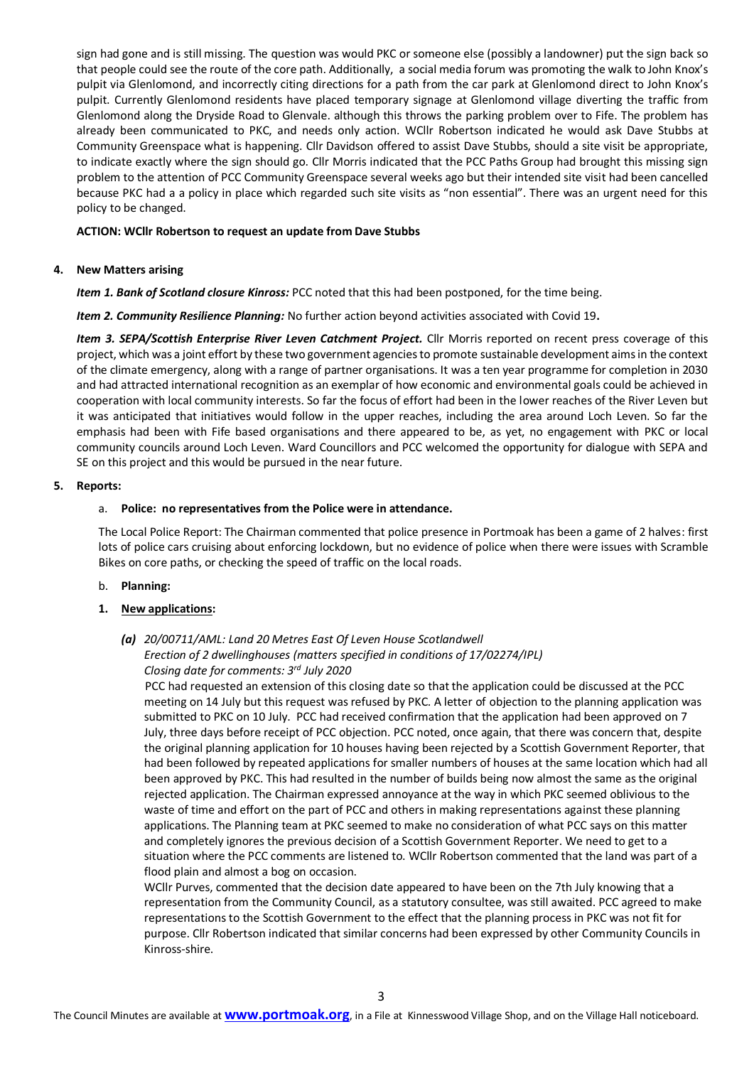sign had gone and is still missing. The question was would PKC or someone else (possibly a landowner) put the sign back so that people could see the route of the core path. Additionally, a social media forum was promoting the walk to John Knox's pulpit via Glenlomond, and incorrectly citing directions for a path from the car park at Glenlomond direct to John Knox's pulpit. Currently Glenlomond residents have placed temporary signage at Glenlomond village diverting the traffic from Glenlomond along the Dryside Road to Glenvale. although this throws the parking problem over to Fife. The problem has already been communicated to PKC, and needs only action. WCllr Robertson indicated he would ask Dave Stubbs at Community Greenspace what is happening. Cllr Davidson offered to assist Dave Stubbs, should a site visit be appropriate, to indicate exactly where the sign should go. Cllr Morris indicated that the PCC Paths Group had brought this missing sign problem to the attention of PCC Community Greenspace several weeks ago but their intended site visit had been cancelled because PKC had a a policy in place which regarded such site visits as "non essential". There was an urgent need for this policy to be changed.

**ACTION: WCllr Robertson to request an update from Dave Stubbs**

**4. New Matters arising**

***Item 1. Bank of Scotland closure Kinross:*** PCC noted that this had been postponed, for the time being.

***Item 2. Community Resilience Planning:*** No further action beyond activities associated with Covid 19**.**

***Item 3. SEPA/Scottish Enterprise River Leven Catchment Project.*** Cllr Morris reported on recent press coverage of this project, which was a joint effort by these two government agencies to promote sustainable development aims in the context of the climate emergency, along with a range of partner organisations. It was a ten year programme for completion in 2030 and had attracted international recognition as an exemplar of how economic and environmental goals could be achieved in cooperation with local community interests. So far the focus of effort had been in the lower reaches of the River Leven but it was anticipated that initiatives would follow in the upper reaches, including the area around Loch Leven. So far the emphasis had been with Fife based organisations and there appeared to be, as yet, no engagement with PKC or local community councils around Loch Leven. Ward Councillors and PCC welcomed the opportunity for dialogue with SEPA and SE on this project and this would be pursued in the near future.

**5. Reports:**

a. **Police: no representatives from the Police were in attendance.**

The Local Police Report: The Chairman commented that police presence in Portmoak has been a game of 2 halves: first lots of police cars cruising about enforcing lockdown, but no evidence of police when there were issues with Scramble Bikes on core paths, or checking the speed of traffic on the local roads.

b. **Planning:**

**1. New applications:**

***(a)*** *20/00711/AML: Land 20 Metres East Of Leven House Scotlandwell*
*Erection of 2 dwellinghouses (matters specified in conditions of 17/02274/IPL)*
*Closing date for comments: 3rd July 2020*

PCC had requested an extension of this closing date so that the application could be discussed at the PCC meeting on 14 July but this request was refused by PKC. A letter of objection to the planning application was submitted to PKC on 10 July. PCC had received confirmation that the application had been approved on 7 July, three days before receipt of PCC objection. PCC noted, once again, that there was concern that, despite the original planning application for 10 houses having been rejected by a Scottish Government Reporter, that had been followed by repeated applications for smaller numbers of houses at the same location which had all been approved by PKC. This had resulted in the number of builds being now almost the same as the original rejected application. The Chairman expressed annoyance at the way in which PKC seemed oblivious to the waste of time and effort on the part of PCC and others in making representations against these planning applications. The Planning team at PKC seemed to make no consideration of what PCC says on this matter and completely ignores the previous decision of a Scottish Government Reporter. We need to get to a situation where the PCC comments are listened to. WCllr Robertson commented that the land was part of a flood plain and almost a bog on occasion.

WCllr Purves, commented that the decision date appeared to have been on the 7th July knowing that a representation from the Community Council, as a statutory consultee, was still awaited. PCC agreed to make representations to the Scottish Government to the effect that the planning process in PKC was not fit for purpose. Cllr Robertson indicated that similar concerns had been expressed by other Community Councils in Kinross-shire.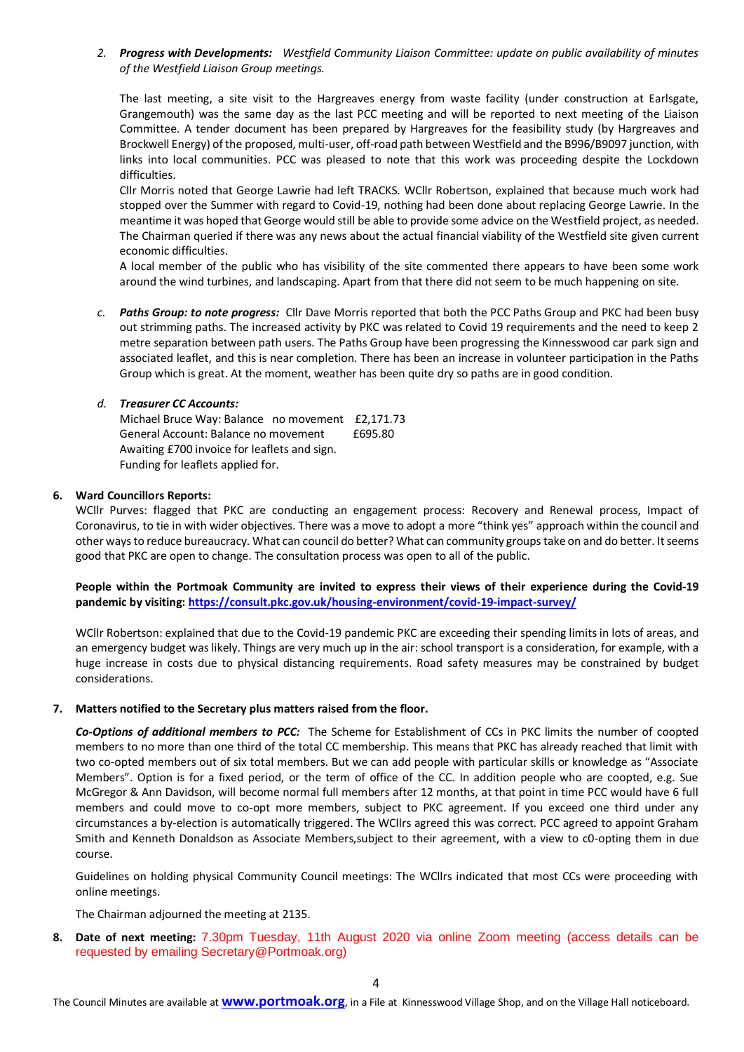2. ***Progress with Developments:*** *Westfield Community Liaison Committee: update on public availability of minutes of the Westfield Liaison Group meetings.*

   The last meeting, a site visit to the Hargreaves energy from waste facility (under construction at Earlsgate, Grangemouth) was the same day as the last PCC meeting and will be reported to next meeting of the Liaison Committee. A tender document has been prepared by Hargreaves for the feasibility study (by Hargreaves and Brockwell Energy) of the proposed, multi-user, off-road path between Westfield and the B996/B9097 junction, with links into local communities. PCC was pleased to note that this work was proceeding despite the Lockdown difficulties.

   Cllr Morris noted that George Lawrie had left TRACKS. WCllr Robertson, explained that because much work had stopped over the Summer with regard to Covid-19, nothing had been done about replacing George Lawrie. In the meantime it was hoped that George would still be able to provide some advice on the Westfield project, as needed. The Chairman queried if there was any news about the actual financial viability of the Westfield site given current economic difficulties.

   A local member of the public who has visibility of the site commented there appears to have been some work around the wind turbines, and landscaping. Apart from that there did not seem to be much happening on site.

c. ***Paths Group: to note progress:*** Cllr Dave Morris reported that both the PCC Paths Group and PKC had been busy out strimming paths. The increased activity by PKC was related to Covid 19 requirements and the need to keep 2 metre separation between path users. The Paths Group have been progressing the Kinnesswood car park sign and associated leaflet, and this is near completion. There has been an increase in volunteer participation in the Paths Group which is great. At the moment, weather has been quite dry so paths are in good condition.

d. ***Treasurer CC Accounts:***

   Michael Bruce Way: Balance no movement £2,171.73
   General Account: Balance no movement £695.80
   Awaiting £700 invoice for leaflets and sign.
   Funding for leaflets applied for.

**6. Ward Councillors Reports:**

WCllr Purves: flagged that PKC are conducting an engagement process: Recovery and Renewal process, Impact of Coronavirus, to tie in with wider objectives. There was a move to adopt a more "think yes" approach within the council and other ways to reduce bureaucracy. What can council do better? What can community groups take on and do better. It seems good that PKC are open to change. The consultation process was open to all of the public.

**People within the Portmoak Community are invited to express their views of their experience during the Covid-19 pandemic by visiting: https://consult.pkc.gov.uk/housing-environment/covid-19-impact-survey/**

WCllr Robertson: explained that due to the Covid-19 pandemic PKC are exceeding their spending limits in lots of areas, and an emergency budget was likely. Things are very much up in the air: school transport is a consideration, for example, with a huge increase in costs due to physical distancing requirements. Road safety measures may be constrained by budget considerations.

**7. Matters notified to the Secretary plus matters raised from the floor.**

***Co-Options of additional members to PCC:*** The Scheme for Establishment of CCs in PKC limits the number of coopted members to no more than one third of the total CC membership. This means that PKC has already reached that limit with two co-opted members out of six total members. But we can add people with particular skills or knowledge as "Associate Members". Option is for a fixed period, or the term of office of the CC. In addition people who are coopted, e.g. Sue McGregor & Ann Davidson, will become normal full members after 12 months, at that point in time PCC would have 6 full members and could move to co-opt more members, subject to PKC agreement. If you exceed one third under any circumstances a by-election is automatically triggered. The WCllrs agreed this was correct. PCC agreed to appoint Graham Smith and Kenneth Donaldson as Associate Members,subject to their agreement, with a view to c0-opting them in due course.

Guidelines on holding physical Community Council meetings: The WCllrs indicated that most CCs were proceeding with online meetings.

The Chairman adjourned the meeting at 2135.

**8. Date of next meeting:** 7.30pm Tuesday, 11th August 2020 via online Zoom meeting (access details can be requested by emailing Secretary@Portmoak.org)

The Council Minutes are available at **www.portmoak.org**, in a File at Kinnesswood Village Shop, and on the Village Hall noticeboard.